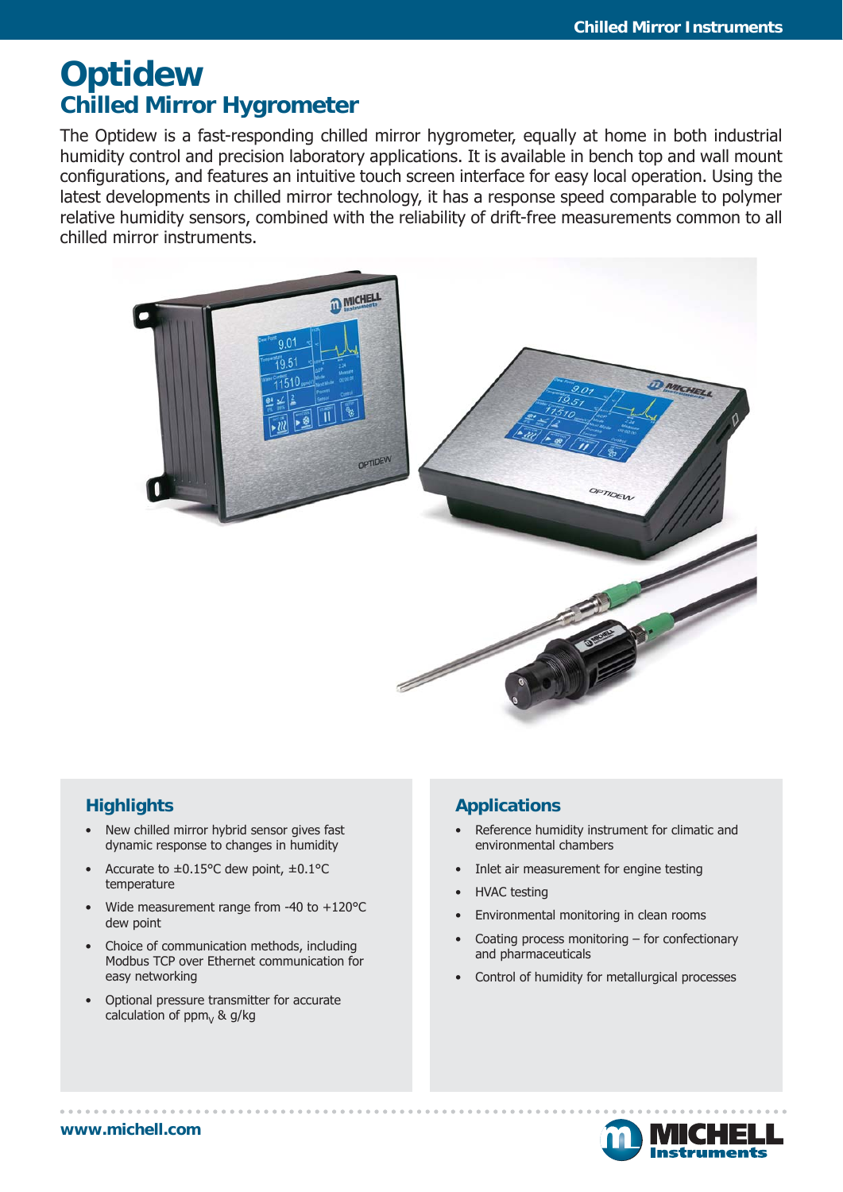# Optidew

## Chilled Mirror Hygrometer

The Optidew is a fast-responding chilled mirror hygrometer, equally at home in both industrial humidity control and precision laboratory applications. It is available in bench top and wall mount configurations, and features an intuitive touch screen interface for easy local operation. Using the latest developments in chilled mirror technology, it has a response speed comparable to polymer relative humidity sensors, combined with the reliability of drift-free measurements common to all chilled mirror instruments.

### Highlights

- New chilled mirror hybrid sensor gives fast dynamic response to changes in humidity
- Accurate to ±0.15°C dew point, ±0.1°C temperature
- Wide measurement range from -40 to +120°C dew point
- Choice of communication methods, including Modbus TCP over Ethernet communication for easy networking
- Optional pressure transmitter for accurate calculation of $ppm_V$ & g/kg

### Applications

- Reference humidity instrument for climatic and environmental chambers
- Inlet air measurement for engine testing
- HVAC testing
- Environmental monitoring in clean rooms
- Coating process monitoring – for confectionary and pharmaceuticals
- Control of humidity for metallurgical processes

www.michell.com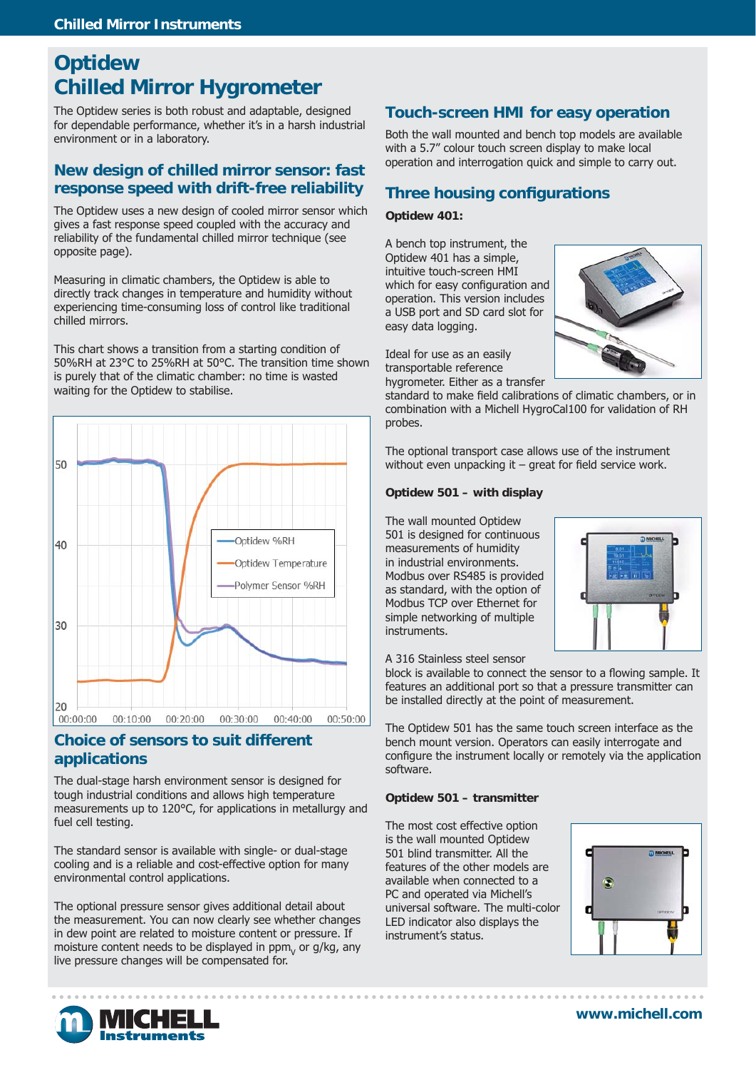# Optidew Chilled Mirror Hygrometer

The Optidew series is both robust and adaptable, designed for dependable performance, whether it's in a harsh industrial environment or in a laboratory.

## New design of chilled mirror sensor: fast response speed with drift-free reliability

The Optidew uses a new design of cooled mirror sensor which gives a fast response speed coupled with the accuracy and reliability of the fundamental chilled mirror technique (see opposite page).

Measuring in climatic chambers, the Optidew is able to directly track changes in temperature and humidity without experiencing time-consuming loss of control like traditional chilled mirrors.

This chart shows a transition from a starting condition of 50%RH at 23°C to 25%RH at 50°C. The transition time shown is purely that of the climatic chamber: no time is wasted waiting for the Optidew to stabilise.

## Choice of sensors to suit different applications

The dual-stage harsh environment sensor is designed for tough industrial conditions and allows high temperature measurements up to 120°C, for applications in metallurgy and fuel cell testing.

The standard sensor is available with single- or dual-stage cooling and is a reliable and cost-effective option for many environmental control applications.

The optional pressure sensor gives additional detail about the measurement. You can now clearly see whether changes in dew point are related to moisture content or pressure. If moisture content needs to be displayed in $ppm_V$ or g/kg, any live pressure changes will be compensated for.

## Touch-screen HMI for easy operation

Both the wall mounted and bench top models are available with a 5.7" colour touch screen display to make local operation and interrogation quick and simple to carry out.

## Three housing configurations

**Optidew 401:**

A bench top instrument, the Optidew 401 has a simple, intuitive touch-screen HMI which for easy configuration and operation. This version includes a USB port and SD card slot for easy data logging.

Ideal for use as an easily transportable reference hygrometer. Either as a transfer standard to make field calibrations of climatic chambers, or in combination with a Michell HygroCal100 for validation of RH probes.

The optional transport case allows use of the instrument without even unpacking it – great for field service work.

**Optidew 501 – with display**

The wall mounted Optidew 501 is designed for continuous measurements of humidity in industrial environments. Modbus over RS485 is provided as standard, with the option of Modbus TCP over Ethernet for simple networking of multiple instruments.

A 316 Stainless steel sensor block is available to connect the sensor to a flowing sample. It features an additional port so that a pressure transmitter can be installed directly at the point of measurement.

The Optidew 501 has the same touch screen interface as the bench mount version. Operators can easily interrogate and configure the instrument locally or remotely via the application software.

**Optidew 501 – transmitter**

The most cost effective option is the wall mounted Optidew 501 blind transmitter. All the features of the other models are available when connected to a PC and operated via Michell's universal software. The multi-color LED indicator also displays the instrument's status.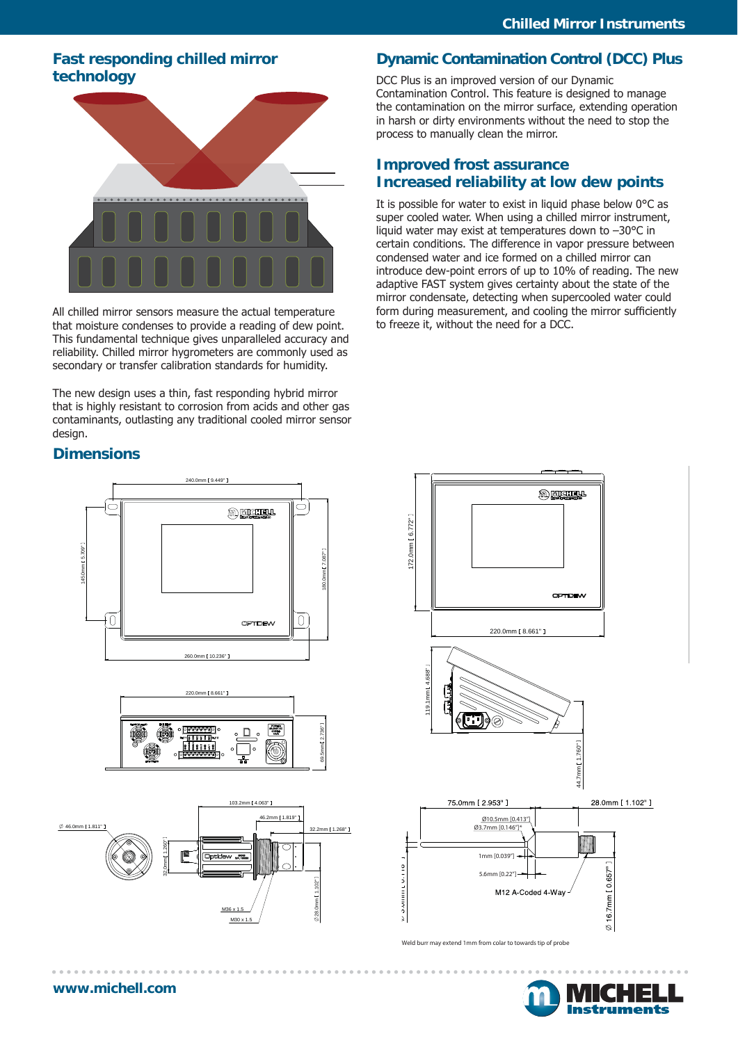## Fast responding chilled mirror technology

All chilled mirror sensors measure the actual temperature that moisture condenses to provide a reading of dew point. This fundamental technique gives unparalleled accuracy and reliability. Chilled mirror hygrometers are commonly used as secondary or transfer calibration standards for humidity.

The new design uses a thin, fast responding hybrid mirror that is highly resistant to corrosion from acids and other gas contaminants, outlasting any traditional cooled mirror sensor design.

## Dynamic Contamination Control (DCC) Plus

DCC Plus is an improved version of our Dynamic Contamination Control. This feature is designed to manage the contamination on the mirror surface, extending operation in harsh or dirty environments without the need to stop the process to manually clean the mirror.

## Improved frost assurance
## Increased reliability at low dew points

It is possible for water to exist in liquid phase below 0°C as super cooled water. When using a chilled mirror instrument, liquid water may exist at temperatures down to –30°C in certain conditions. The difference in vapor pressure between condensed water and ice formed on a chilled mirror can introduce dew-point errors of up to 10% of reading. The new adaptive FAST system gives certainty about the state of the mirror condensate, detecting when supercooled water could form during measurement, and cooling the mirror sufficiently to freeze it, without the need for a DCC.

## Dimensions

240.0mm [ 9.449" ]
145.0mm [ 5.709" ]
180.0mm [ 7.087" ]
260.0mm [ 10.236" ]
220.0mm [ 8.661" ]
69.5mm [ 2.736" ]
172.0mm [ 6.772" ]
220.0mm [ 8.661" ]
119.1mm [ 4.688" ]
44.7mm [ 1.760" ]

Ø 46.0mm [ 1.811" ]
103.2mm [ 4.063" ]
46.2mm [ 1.819" ]
32.2mm [ 1.268" ]
32.0mm [ 1.260" ]
Ø28.0mm [ 1.102" ]
M36 x 1.5
M30 x 1.5

75.0mm [ 2.953" ]
28.0mm [ 1.102" ]
Ø10.5mm [0.413"]
Ø3.7mm [0.146"]*
1mm [0.039"]
5.6mm [0.22"]
M12 A-Coded 4-Way
Ø 3.0mm [ 0.118" ]
Ø 16.7mm [ 0.657" ]

Weld burr may extend 1mm from colar to towards tip of probe

www.michell.com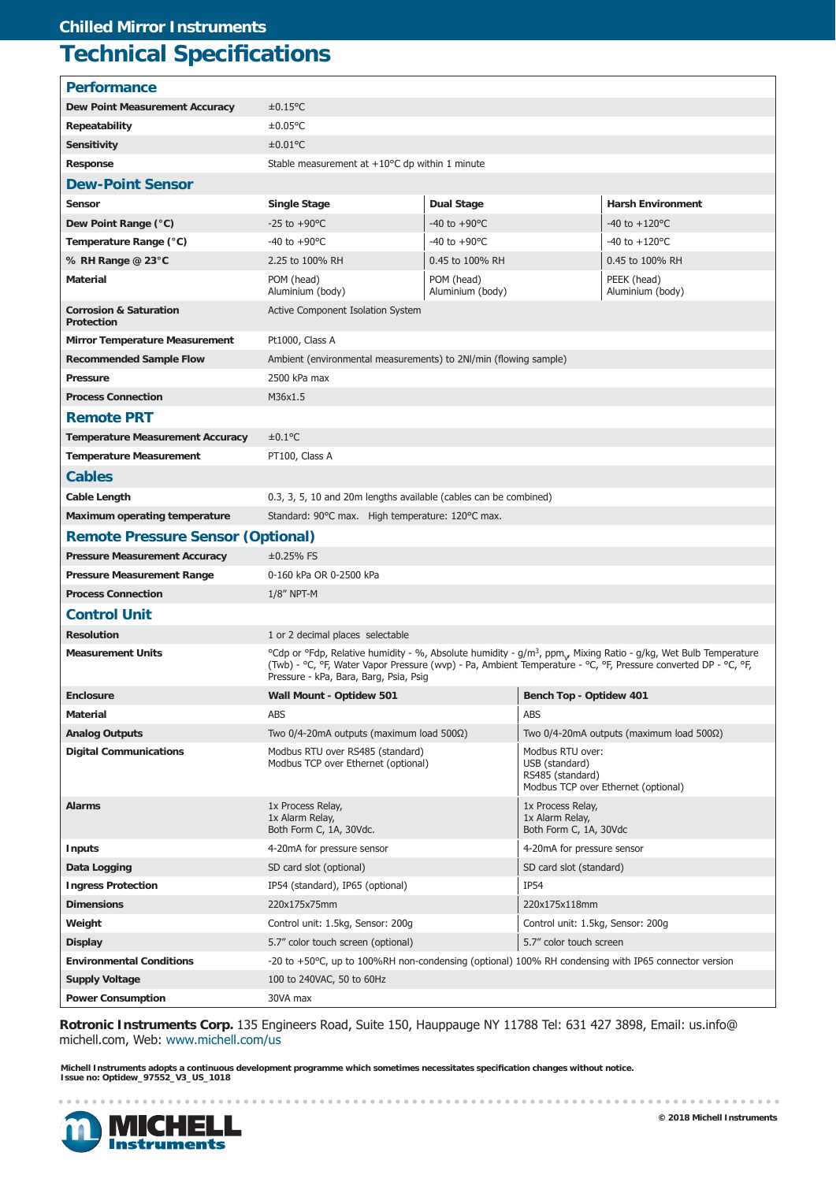Chilled Mirror Instruments

# Technical Specifications

## Performance

| | |
|---|---|
| **Dew Point Measurement Accuracy** | ±0.15°C |
| **Repeatability** | ±0.05°C |
| **Sensitivity** | ±0.01°C |
| **Response** | Stable measurement at +10°C dp within 1 minute |

## Dew-Point Sensor

| **Sensor** | **Single Stage** | **Dual Stage** | **Harsh Environment** |
|---|---|---|---|
| **Dew Point Range (°C)** | -25 to +90°C | -40 to +90°C | -40 to +120°C |
| **Temperature Range (°C)** | -40 to +90°C | -40 to +90°C | -40 to +120°C |
| **% RH Range @ 23°C** | 2.25 to 100% RH | 0.45 to 100% RH | 0.45 to 100% RH |
| **Material** | POM (head) Aluminium (body) | POM (head) Aluminium (body) | PEEK (head) Aluminium (body) |
| **Corrosion & Saturation Protection** | Active Component Isolation System | | |
| **Mirror Temperature Measurement** | Pt1000, Class A | | |
| **Recommended Sample Flow** | Ambient (environmental measurements) to 2Nl/min (flowing sample) | | |
| **Pressure** | 2500 kPa max | | |
| **Process Connection** | M36x1.5 | | |

## Remote PRT

| | |
|---|---|
| **Temperature Measurement Accuracy** | ±0.1°C |
| **Temperature Measurement** | PT100, Class A |

## Cables

| | |
|---|---|
| **Cable Length** | 0.3, 3, 5, 10 and 20m lengths available (cables can be combined) |
| **Maximum operating temperature** | Standard: 90°C max. High temperature: 120°C max. |

## Remote Pressure Sensor (Optional)

| | |
|---|---|
| **Pressure Measurement Accuracy** | ±0.25% FS |
| **Pressure Measurement Range** | 0-160 kPa OR 0-2500 kPa |
| **Process Connection** | 1/8" NPT-M |

## Control Unit

| | | |
|---|---|---|
| **Resolution** | 1 or 2 decimal places selectable | |
| **Measurement Units** | °Cdp or °Fdp, Relative humidity - %, Absolute humidity - g/m³, ppm$_V$, Mixing Ratio - g/kg, Wet Bulb Temperature (Twb) - °C, °F, Water Vapor Pressure (wvp) - Pa, Ambient Temperature - °C, °F, Pressure converted DP - °C, °F, Pressure - kPa, Bara, Barg, Psia, Psig | |
| **Enclosure** | **Wall Mount - Optidew 501** | **Bench Top - Optidew 401** |
| **Material** | ABS | ABS |
| **Analog Outputs** | Two 0/4-20mA outputs (maximum load 500Ω) | Two 0/4-20mA outputs (maximum load 500Ω) |
| **Digital Communications** | Modbus RTU over RS485 (standard) Modbus TCP over Ethernet (optional) | Modbus RTU over: USB (standard) RS485 (standard) Modbus TCP over Ethernet (optional) |
| **Alarms** | 1x Process Relay, 1x Alarm Relay, Both Form C, 1A, 30Vdc. | 1x Process Relay, 1x Alarm Relay, Both Form C, 1A, 30Vdc |
| **Inputs** | 4-20mA for pressure sensor | 4-20mA for pressure sensor |
| **Data Logging** | SD card slot (optional) | SD card slot (standard) |
| **Ingress Protection** | IP54 (standard), IP65 (optional) | IP54 |
| **Dimensions** | 220x175x75mm | 220x175x118mm |
| **Weight** | Control unit: 1.5kg, Sensor: 200g | Control unit: 1.5kg, Sensor: 200g |
| **Display** | 5.7" color touch screen (optional) | 5.7" color touch screen |
| **Environmental Conditions** | -20 to +50°C, up to 100%RH non-condensing (optional) 100% RH condensing with IP65 connector version | |
| **Supply Voltage** | 100 to 240VAC, 50 to 60Hz | |
| **Power Consumption** | 30VA max | |

**Rotronic Instruments Corp.** 135 Engineers Road, Suite 150, Hauppauge NY 11788 Tel: 631 427 3898, Email: us.info@michell.com, Web: www.michell.com/us

**Michell Instruments adopts a continuous development programme which sometimes necessitates specification changes without notice.**
**Issue no: Optidew_97552_V3_US_1018**

MICHELL Instruments

© 2018 Michell Instruments